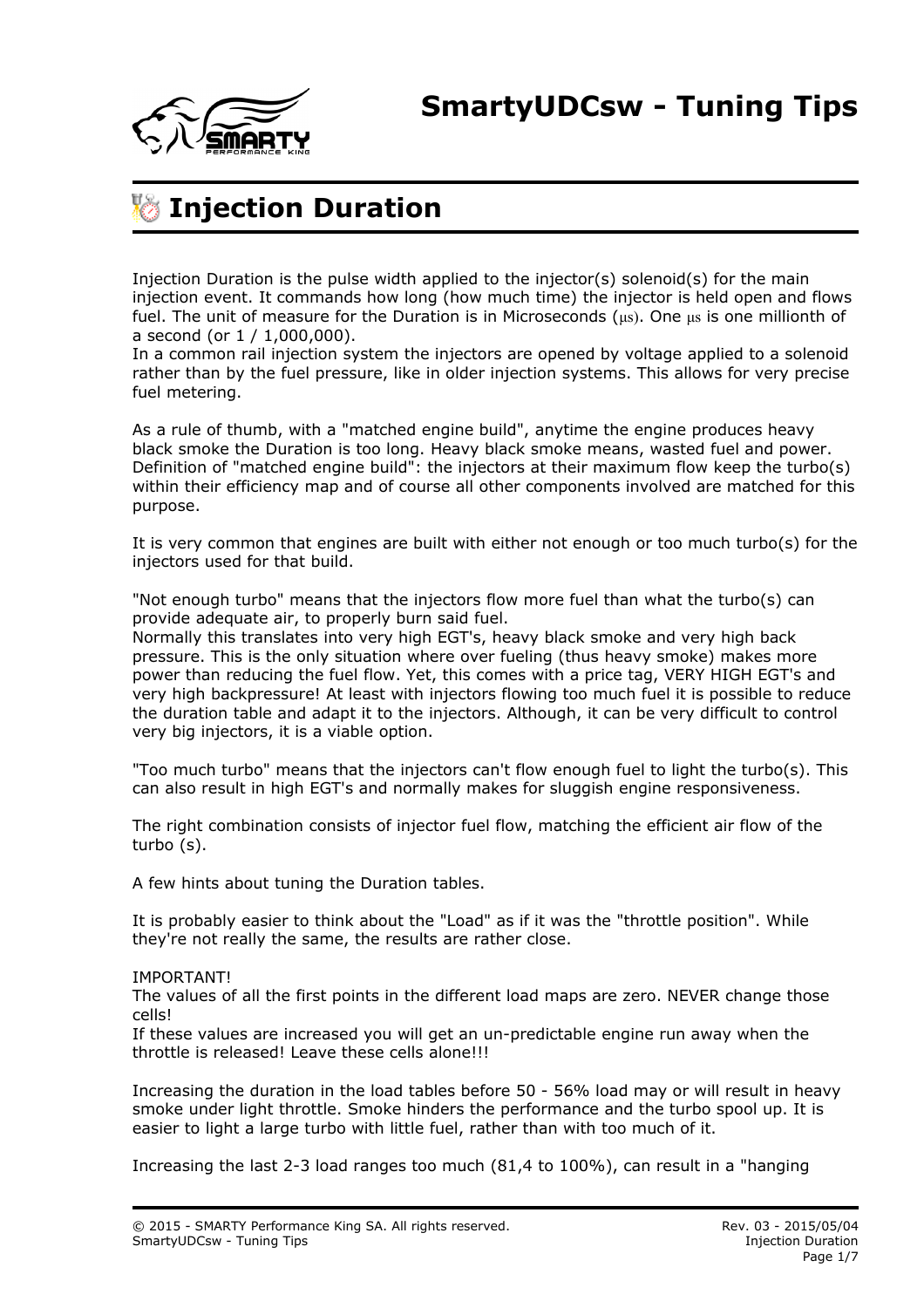# SmartyUDCsw - Tuning Tips

## Injection Duration

Injection Duration is the pulse width applied to the injector(s) solenoid(s) for the main injection event. It commands how long (how much time) the injector is held open and flows fuel. The unit of measure for the Duration is in Microseconds ($\mu s$). One $\mu s$ is one millionth of a second (or 1 / 1,000,000).
In a common rail injection system the injectors are opened by voltage applied to a solenoid rather than by the fuel pressure, like in older injection systems. This allows for very precise fuel metering.

As a rule of thumb, with a "matched engine build", anytime the engine produces heavy black smoke the Duration is too long. Heavy black smoke means, wasted fuel and power. Definition of "matched engine build": the injectors at their maximum flow keep the turbo(s) within their efficiency map and of course all other components involved are matched for this purpose.

It is very common that engines are built with either not enough or too much turbo(s) for the injectors used for that build.

"Not enough turbo" means that the injectors flow more fuel than what the turbo(s) can provide adequate air, to properly burn said fuel.
Normally this translates into very high EGT's, heavy black smoke and very high back pressure. This is the only situation where over fueling (thus heavy smoke) makes more power than reducing the fuel flow. Yet, this comes with a price tag, VERY HIGH EGT's and very high backpressure! At least with injectors flowing too much fuel it is possible to reduce the duration table and adapt it to the injectors. Although, it can be very difficult to control very big injectors, it is a viable option.

"Too much turbo" means that the injectors can't flow enough fuel to light the turbo(s). This can also result in high EGT's and normally makes for sluggish engine responsiveness.

The right combination consists of injector fuel flow, matching the efficient air flow of the turbo (s).

A few hints about tuning the Duration tables.

It is probably easier to think about the "Load" as if it was the "throttle position". While they're not really the same, the results are rather close.

IMPORTANT!
The values of all the first points in the different load maps are zero. NEVER change those cells!
If these values are increased you will get an un-predictable engine run away when the throttle is released! Leave these cells alone!!!

Increasing the duration in the load tables before 50 - 56% load may or will result in heavy smoke under light throttle. Smoke hinders the performance and the turbo spool up. It is easier to light a large turbo with little fuel, rather than with too much of it.

Increasing the last 2-3 load ranges too much (81,4 to 100%), can result in a "hanging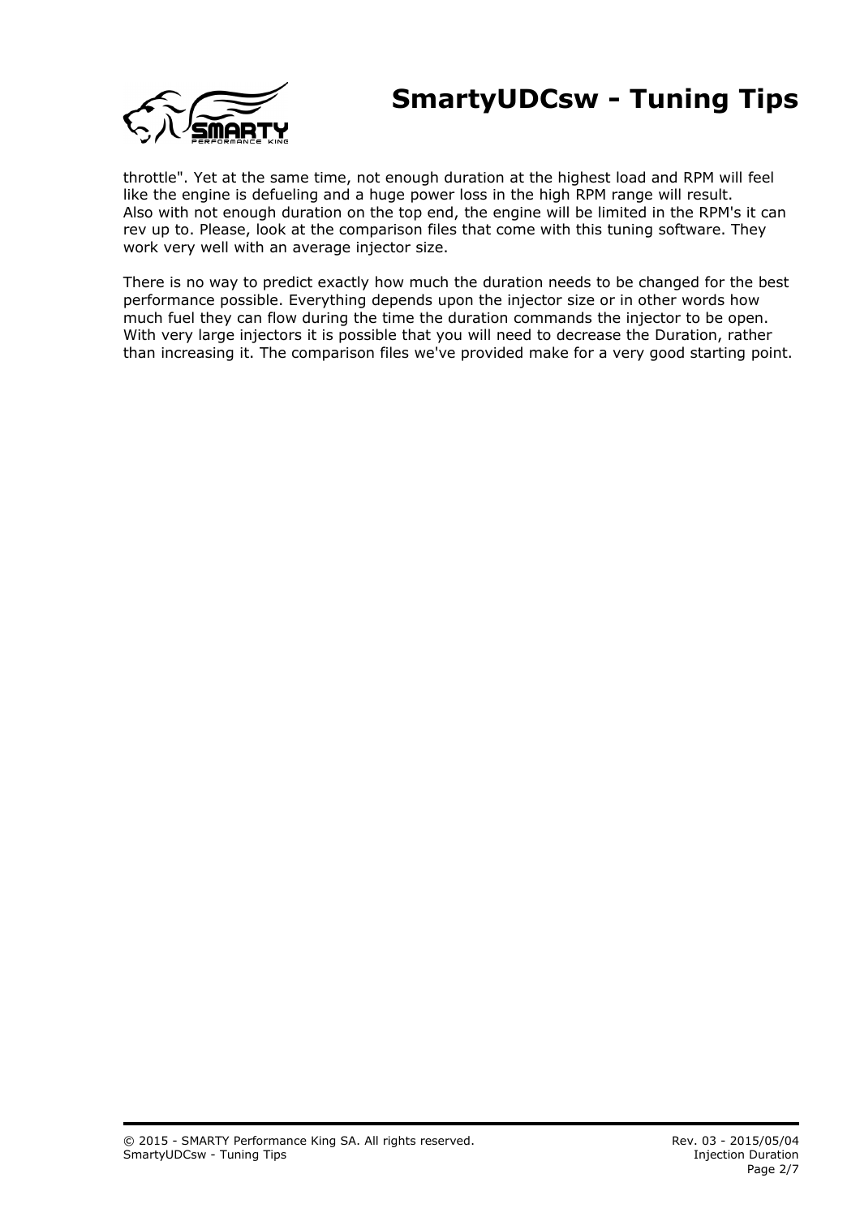throttle". Yet at the same time, not enough duration at the highest load and RPM will feel like the engine is defueling and a huge power loss in the high RPM range will result. Also with not enough duration on the top end, the engine will be limited in the RPM's it can rev up to. Please, look at the comparison files that come with this tuning software. They work very well with an average injector size.

There is no way to predict exactly how much the duration needs to be changed for the best performance possible. Everything depends upon the injector size or in other words how much fuel they can flow during the time the duration commands the injector to be open. With very large injectors it is possible that you will need to decrease the Duration, rather than increasing it. The comparison files we've provided make for a very good starting point.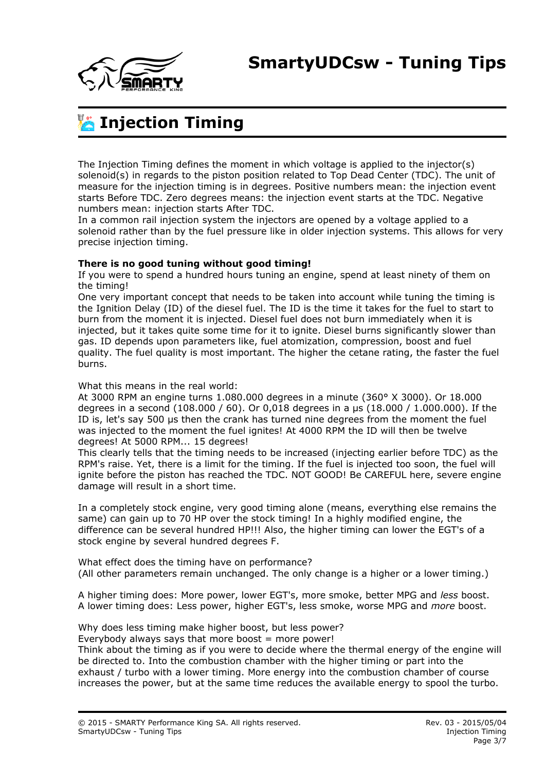# SmartyUDCsw - Tuning Tips

## Injection Timing

The Injection Timing defines the moment in which voltage is applied to the injector(s) solenoid(s) in regards to the piston position related to Top Dead Center (TDC). The unit of measure for the injection timing is in degrees. Positive numbers mean: the injection event starts Before TDC. Zero degrees means: the injection event starts at the TDC. Negative numbers mean: injection starts After TDC.
In a common rail injection system the injectors are opened by a voltage applied to a solenoid rather than by the fuel pressure like in older injection systems. This allows for very precise injection timing.

**There is no good tuning without good timing!**
If you were to spend a hundred hours tuning an engine, spend at least ninety of them on the timing!
One very important concept that needs to be taken into account while tuning the timing is the Ignition Delay (ID) of the diesel fuel. The ID is the time it takes for the fuel to start to burn from the moment it is injected. Diesel fuel does not burn immediately when it is injected, but it takes quite some time for it to ignite. Diesel burns significantly slower than gas. ID depends upon parameters like, fuel atomization, compression, boost and fuel quality. The fuel quality is most important. The higher the cetane rating, the faster the fuel burns.

What this means in the real world:
At 3000 RPM an engine turns 1.080.000 degrees in a minute (360° X 3000). Or 18.000 degrees in a second (108.000 / 60). Or 0,018 degrees in a µs (18.000 / 1.000.000). If the ID is, let's say 500 µs then the crank has turned nine degrees from the moment the fuel was injected to the moment the fuel ignites! At 4000 RPM the ID will then be twelve degrees! At 5000 RPM... 15 degrees!
This clearly tells that the timing needs to be increased (injecting earlier before TDC) as the RPM's raise. Yet, there is a limit for the timing. If the fuel is injected too soon, the fuel will ignite before the piston has reached the TDC. NOT GOOD! Be CAREFUL here, severe engine damage will result in a short time.

In a completely stock engine, very good timing alone (means, everything else remains the same) can gain up to 70 HP over the stock timing! In a highly modified engine, the difference can be several hundred HP!!! Also, the higher timing can lower the EGT's of a stock engine by several hundred degrees F.

What effect does the timing have on performance?
(All other parameters remain unchanged. The only change is a higher or a lower timing.)

A higher timing does: More power, lower EGT's, more smoke, better MPG and *less* boost.
A lower timing does: Less power, higher EGT's, less smoke, worse MPG and *more* boost.

Why does less timing make higher boost, but less power?
Everybody always says that more boost = more power!
Think about the timing as if you were to decide where the thermal energy of the engine will be directed to. Into the combustion chamber with the higher timing or part into the exhaust / turbo with a lower timing. More energy into the combustion chamber of course increases the power, but at the same time reduces the available energy to spool the turbo.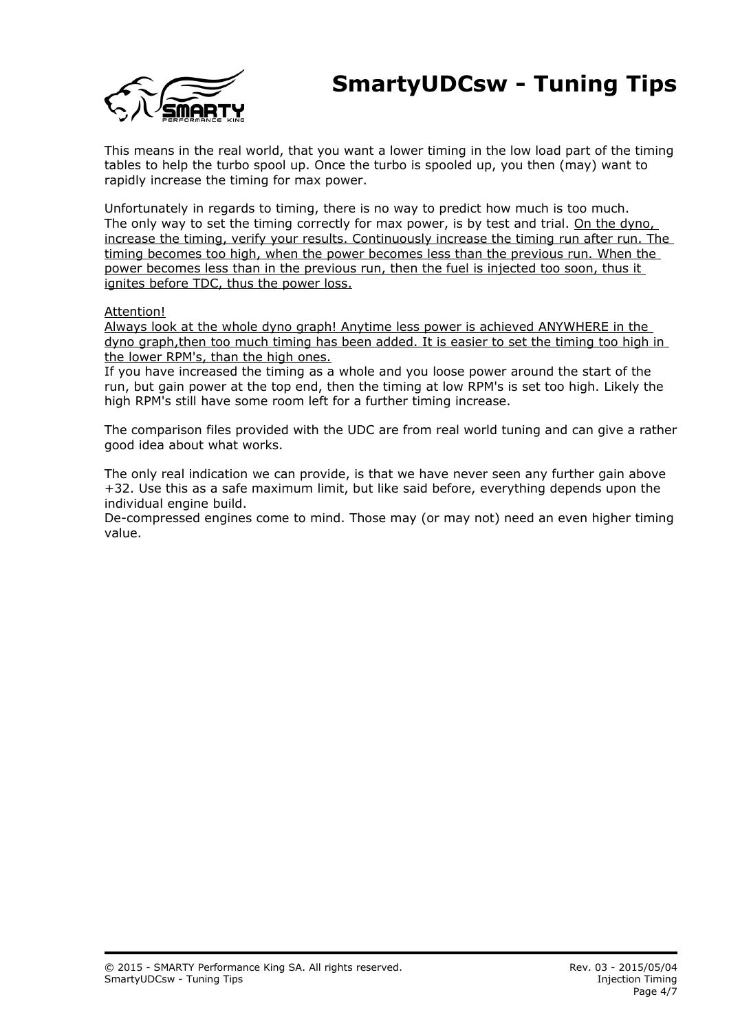This means in the real world, that you want a lower timing in the low load part of the timing tables to help the turbo spool up. Once the turbo is spooled up, you then (may) want to rapidly increase the timing for max power.

Unfortunately in regards to timing, there is no way to predict how much is too much. The only way to set the timing correctly for max power, is by test and trial. <u>On the dyno, increase the timing, verify your results. Continuously increase the timing run after run. The timing becomes too high, when the power becomes less than the previous run. When the power becomes less than in the previous run, then the fuel is injected too soon, thus it ignites before TDC, thus the power loss.</u>

<u>Attention!</u>
<u>Always look at the whole dyno graph! Anytime less power is achieved ANYWHERE in the dyno graph,then too much timing has been added. It is easier to set the timing too high in the lower RPM's, than the high ones.</u>
If you have increased the timing as a whole and you loose power around the start of the run, but gain power at the top end, then the timing at low RPM's is set too high. Likely the high RPM's still have some room left for a further timing increase.

The comparison files provided with the UDC are from real world tuning and can give a rather good idea about what works.

The only real indication we can provide, is that we have never seen any further gain above +32. Use this as a safe maximum limit, but like said before, everything depends upon the individual engine build.
De-compressed engines come to mind. Those may (or may not) need an even higher timing value.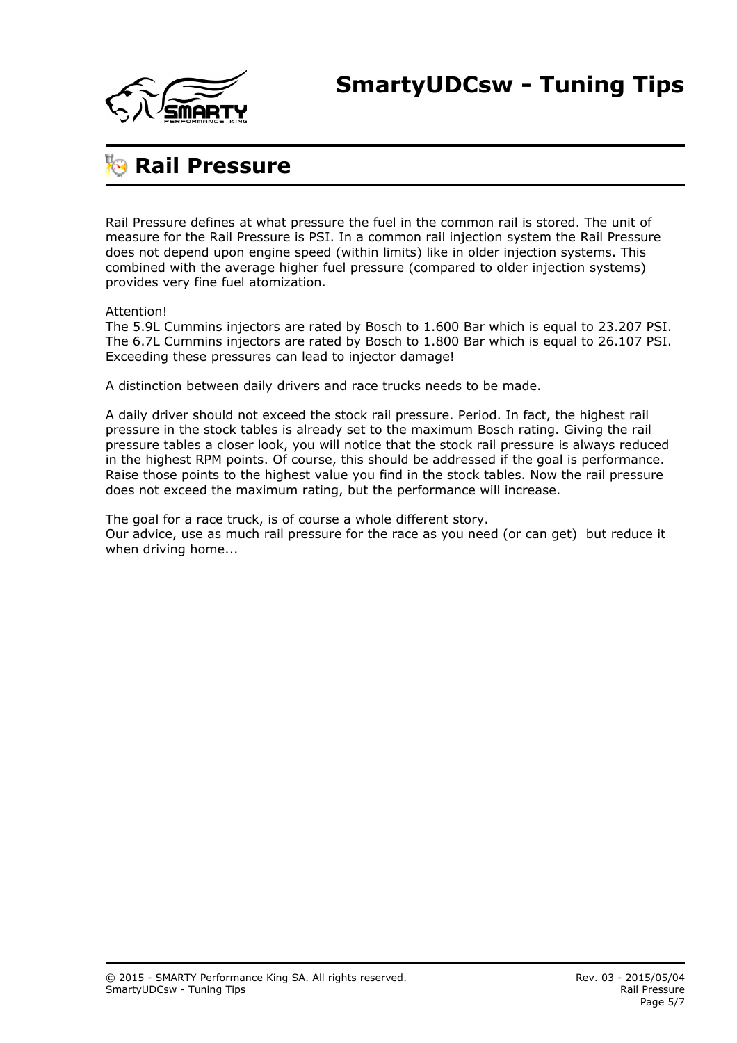# Rail Pressure

Rail Pressure defines at what pressure the fuel in the common rail is stored. The unit of measure for the Rail Pressure is PSI. In a common rail injection system the Rail Pressure does not depend upon engine speed (within limits) like in older injection systems. This combined with the average higher fuel pressure (compared to older injection systems) provides very fine fuel atomization.

Attention!
The 5.9L Cummins injectors are rated by Bosch to 1.600 Bar which is equal to 23.207 PSI.
The 6.7L Cummins injectors are rated by Bosch to 1.800 Bar which is equal to 26.107 PSI.
Exceeding these pressures can lead to injector damage!

A distinction between daily drivers and race trucks needs to be made.

A daily driver should not exceed the stock rail pressure. Period. In fact, the highest rail pressure in the stock tables is already set to the maximum Bosch rating. Giving the rail pressure tables a closer look, you will notice that the stock rail pressure is always reduced in the highest RPM points. Of course, this should be addressed if the goal is performance. Raise those points to the highest value you find in the stock tables. Now the rail pressure does not exceed the maximum rating, but the performance will increase.

The goal for a race truck, is of course a whole different story.
Our advice, use as much rail pressure for the race as you need (or can get) but reduce it when driving home...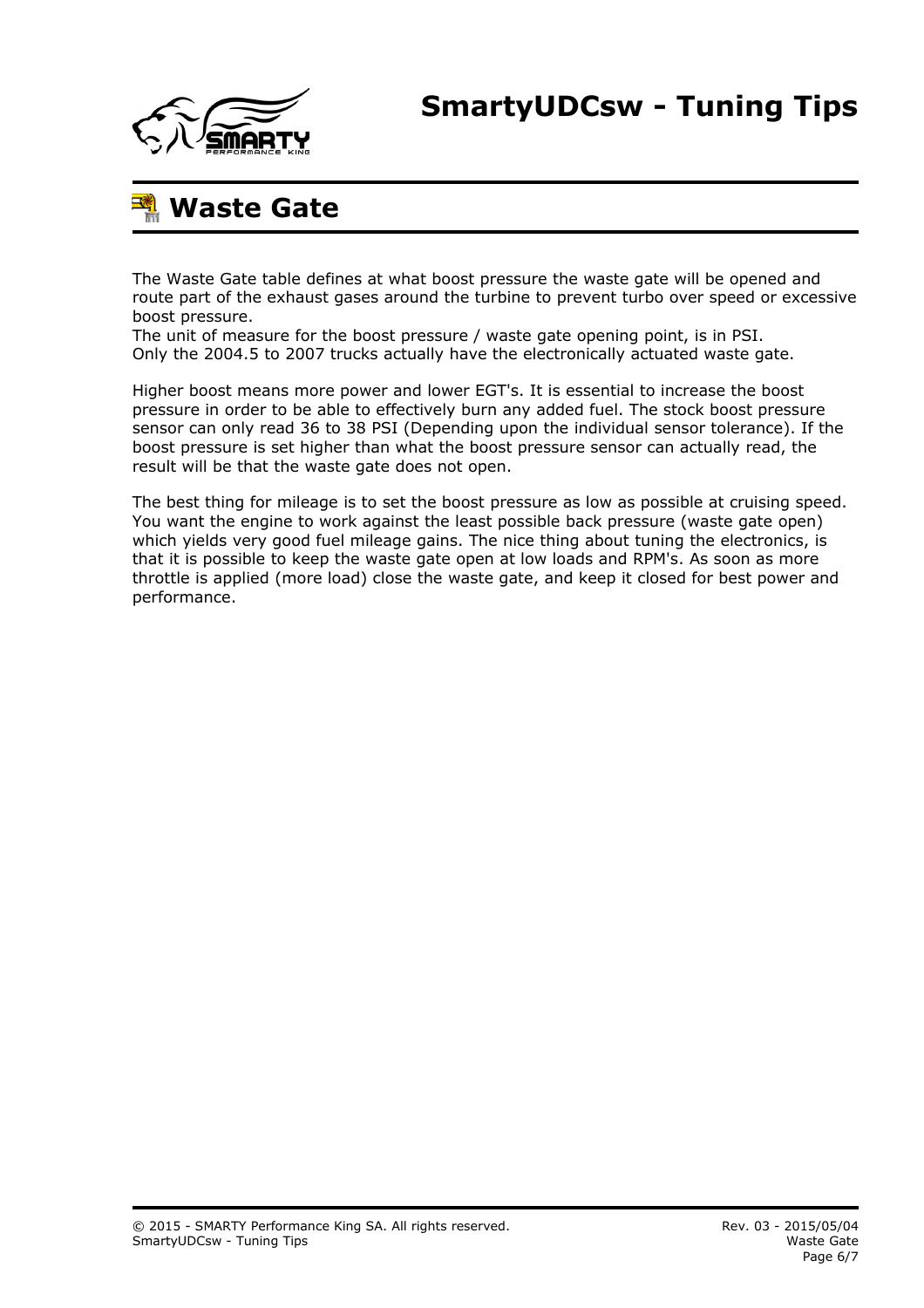# Waste Gate

The Waste Gate table defines at what boost pressure the waste gate will be opened and route part of the exhaust gases around the turbine to prevent turbo over speed or excessive boost pressure.
The unit of measure for the boost pressure / waste gate opening point, is in PSI.
Only the 2004.5 to 2007 trucks actually have the electronically actuated waste gate.

Higher boost means more power and lower EGT's. It is essential to increase the boost pressure in order to be able to effectively burn any added fuel. The stock boost pressure sensor can only read 36 to 38 PSI (Depending upon the individual sensor tolerance). If the boost pressure is set higher than what the boost pressure sensor can actually read, the result will be that the waste gate does not open.

The best thing for mileage is to set the boost pressure as low as possible at cruising speed. You want the engine to work against the least possible back pressure (waste gate open) which yields very good fuel mileage gains. The nice thing about tuning the electronics, is that it is possible to keep the waste gate open at low loads and RPM's. As soon as more throttle is applied (more load) close the waste gate, and keep it closed for best power and performance.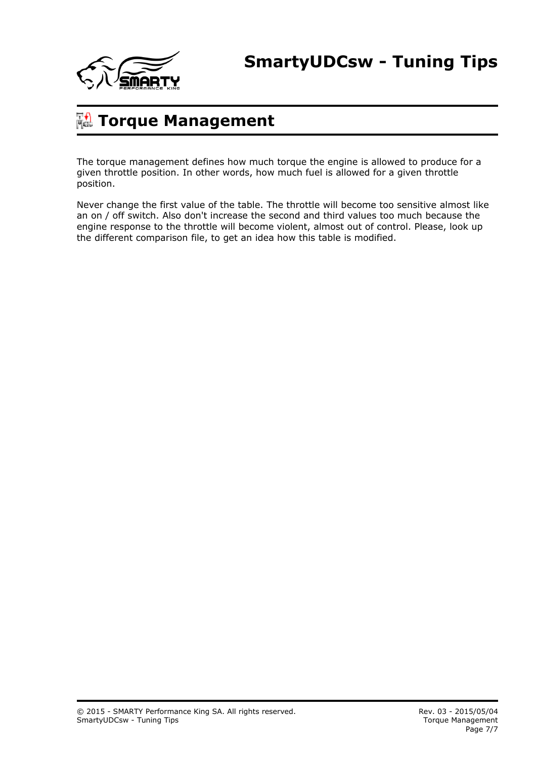# Torque Management

The torque management defines how much torque the engine is allowed to produce for a given throttle position. In other words, how much fuel is allowed for a given throttle position.

Never change the first value of the table. The throttle will become too sensitive almost like an on / off switch. Also don't increase the second and third values too much because the engine response to the throttle will become violent, almost out of control. Please, look up the different comparison file, to get an idea how this table is modified.